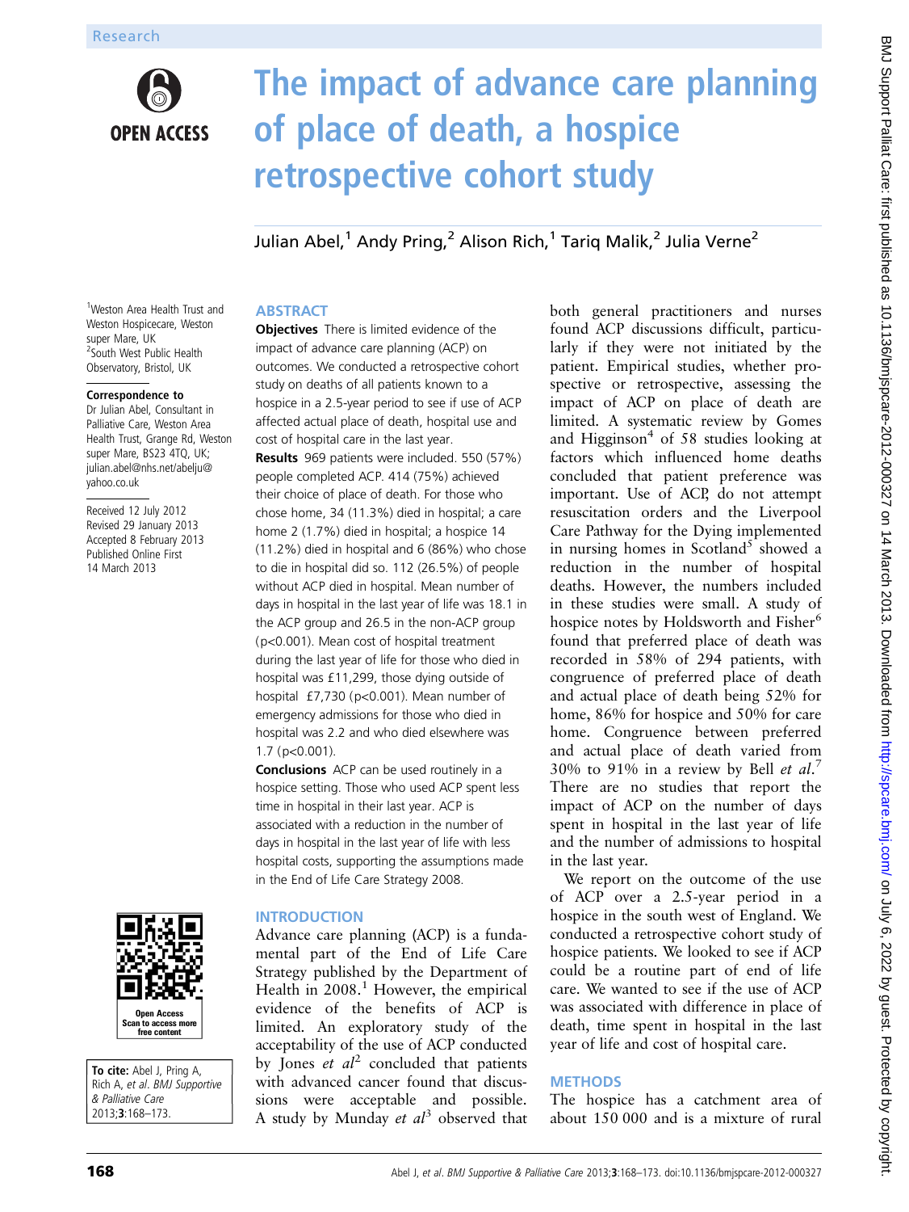Research

# The impact of advance care planning of place of death, a hospice retrospective cohort study

Julian Abel,[1] Andy Pring,[2] Alison Rich,[1] Tariq Malik,[2] Julia Verne[2]

[1]Weston Area Health Trust and Weston Hospicecare, Weston super Mare, UK
[2]South West Public Health Observatory, Bristol, UK

**Correspondence to**
Dr Julian Abel, Consultant in Palliative Care, Weston Area Health Trust, Grange Rd, Weston super Mare, BS23 4TQ, UK; julian.abel@nhs.net/abelju@yahoo.co.uk

Received 12 July 2012
Revised 29 January 2013
Accepted 8 February 2013
Published Online First
14 March 2013

**To cite:** Abel J, Pring A, Rich A, *et al*. *BMJ Supportive & Palliative Care* 2013;**3**:168–173.

## ABSTRACT

**Objectives** There is limited evidence of the impact of advance care planning (ACP) on outcomes. We conducted a retrospective cohort study on deaths of all patients known to a hospice in a 2.5-year period to see if use of ACP affected actual place of death, hospital use and cost of hospital care in the last year.

**Results** 969 patients were included. 550 (57%) people completed ACP. 414 (75%) achieved their choice of place of death. For those who chose home, 34 (11.3%) died in hospital; a care home 2 (1.7%) died in hospital; a hospice 14 (11.2%) died in hospital and 6 (86%) who chose to die in hospital did so. 112 (26.5%) of people without ACP died in hospital. Mean number of days in hospital in the last year of life was 18.1 in the ACP group and 26.5 in the non-ACP group ($p<0.001$). Mean cost of hospital treatment during the last year of life for those who died in hospital was £11,299, those dying outside of hospital £7,730 ($p<0.001$). Mean number of emergency admissions for those who died in hospital was 2.2 and who died elsewhere was 1.7 ($p<0.001$).

**Conclusions** ACP can be used routinely in a hospice setting. Those who used ACP spent less time in hospital in their last year. ACP is associated with a reduction in the number of days in hospital in the last year of life with less hospital costs, supporting the assumptions made in the End of Life Care Strategy 2008.

## INTRODUCTION

Advance care planning (ACP) is a fundamental part of the End of Life Care Strategy published by the Department of Health in 2008.[1] However, the empirical evidence of the benefits of ACP is limited. An exploratory study of the acceptability of the use of ACP conducted by Jones *et al*[2] concluded that patients with advanced cancer found that discussions were acceptable and possible. A study by Munday *et al*[3] observed that both general practitioners and nurses found ACP discussions difficult, particularly if they were not initiated by the patient. Empirical studies, whether prospective or retrospective, assessing the impact of ACP on place of death are limited. A systematic review by Gomes and Higginson[4] of 58 studies looking at factors which influenced home deaths concluded that patient preference was important. Use of ACP, do not attempt resuscitation orders and the Liverpool Care Pathway for the Dying implemented in nursing homes in Scotland[5] showed a reduction in the number of hospital deaths. However, the numbers included in these studies were small. A study of hospice notes by Holdsworth and Fisher[6] found that preferred place of death was recorded in 58% of 294 patients, with congruence of preferred place of death and actual place of death being 52% for home, 86% for hospice and 50% for care home. Congruence between preferred and actual place of death varied from 30% to 91% in a review by Bell *et al*.[7] There are no studies that report the impact of ACP on the number of days spent in hospital in the last year of life and the number of admissions to hospital in the last year.

We report on the outcome of the use of ACP over a 2.5-year period in a hospice in the south west of England. We conducted a retrospective cohort study of hospice patients. We looked to see if ACP could be a routine part of end of life care. We wanted to see if the use of ACP was associated with difference in place of death, time spent in hospital in the last year of life and cost of hospital care.

## METHODS

The hospice has a catchment area of about 150 000 and is a mixture of rural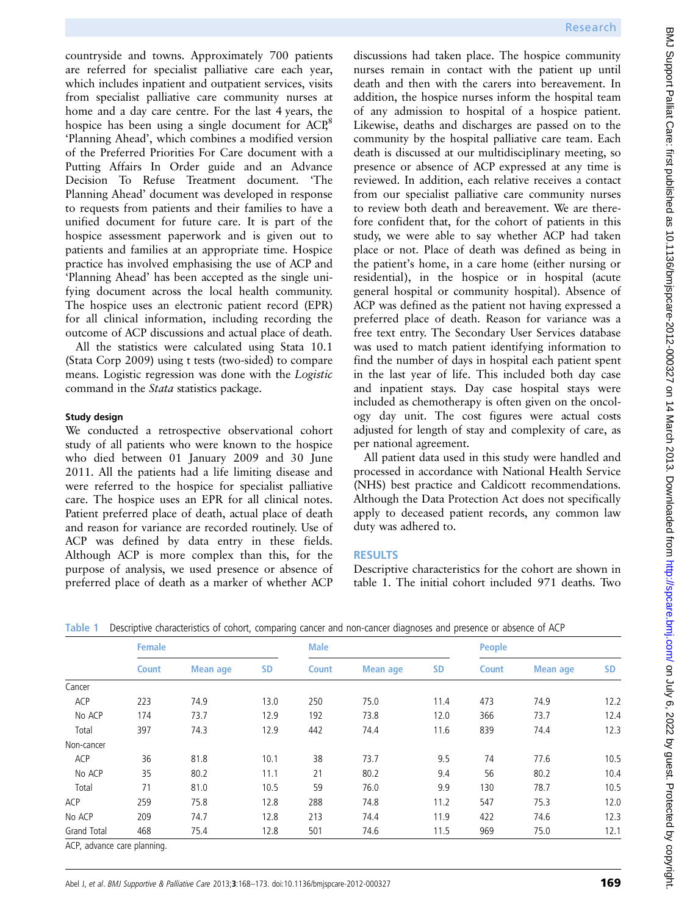countryside and towns. Approximately 700 patients are referred for specialist palliative care each year, which includes inpatient and outpatient services, visits from specialist palliative care community nurses at home and a day care centre. For the last 4 years, the hospice has been using a single document for ACP,[8] 'Planning Ahead', which combines a modified version of the Preferred Priorities For Care document with a Putting Affairs In Order guide and an Advance Decision To Refuse Treatment document. 'The Planning Ahead' document was developed in response to requests from patients and their families to have a unified document for future care. It is part of the hospice assessment paperwork and is given out to patients and families at an appropriate time. Hospice practice has involved emphasising the use of ACP and 'Planning Ahead' has been accepted as the single unifying document across the local health community. The hospice uses an electronic patient record (EPR) for all clinical information, including recording the outcome of ACP discussions and actual place of death.

All the statistics were calculated using Stata 10.1 (Stata Corp 2009) using t tests (two-sided) to compare means. Logistic regression was done with the *Logistic* command in the *Stata* statistics package.

### Study design

We conducted a retrospective observational cohort study of all patients who were known to the hospice who died between 01 January 2009 and 30 June 2011. All the patients had a life limiting disease and were referred to the hospice for specialist palliative care. The hospice uses an EPR for all clinical notes. Patient preferred place of death, actual place of death and reason for variance are recorded routinely. Use of ACP was defined by data entry in these fields. Although ACP is more complex than this, for the purpose of analysis, we used presence or absence of preferred place of death as a marker of whether ACP discussions had taken place. The hospice community nurses remain in contact with the patient up until death and then with the carers into bereavement. In addition, the hospice nurses inform the hospital team of any admission to hospital of a hospice patient. Likewise, deaths and discharges are passed on to the community by the hospital palliative care team. Each death is discussed at our multidisciplinary meeting, so presence or absence of ACP expressed at any time is reviewed. In addition, each relative receives a contact from our specialist palliative care community nurses to review both death and bereavement. We are therefore confident that, for the cohort of patients in this study, we were able to say whether ACP had taken place or not. Place of death was defined as being in the patient's home, in a care home (either nursing or residential), in the hospice or in hospital (acute general hospital or community hospital). Absence of ACP was defined as the patient not having expressed a preferred place of death. Reason for variance was a free text entry. The Secondary User Services database was used to match patient identifying information to find the number of days in hospital each patient spent in the last year of life. This included both day case and inpatient stays. Day case hospital stays were included as chemotherapy is often given on the oncology day unit. The cost figures were actual costs adjusted for length of stay and complexity of care, as per national agreement.

All patient data used in this study were handled and processed in accordance with National Health Service (NHS) best practice and Caldicott recommendations. Although the Data Protection Act does not specifically apply to deceased patient records, any common law duty was adhered to.

## RESULTS

Descriptive characteristics for the cohort are shown in table 1. The initial cohort included 971 deaths. Two

Table 1 Descriptive characteristics of cohort, comparing cancer and non-cancer diagnoses and presence or absence of ACP

| | Female | | | Male | | | People | | |
|---|---|---|---|---|---|---|---|---|---|
| | Count | Mean age | SD | Count | Mean age | SD | Count | Mean age | SD |
| Cancer | | | | | | | | | |
| ACP | 223 | 74.9 | 13.0 | 250 | 75.0 | 11.4 | 473 | 74.9 | 12.2 |
| No ACP | 174 | 73.7 | 12.9 | 192 | 73.8 | 12.0 | 366 | 73.7 | 12.4 |
| Total | 397 | 74.3 | 12.9 | 442 | 74.4 | 11.6 | 839 | 74.4 | 12.3 |
| Non-cancer | | | | | | | | | |
| ACP | 36 | 81.8 | 10.1 | 38 | 73.7 | 9.5 | 74 | 77.6 | 10.5 |
| No ACP | 35 | 80.2 | 11.1 | 21 | 80.2 | 9.4 | 56 | 80.2 | 10.4 |
| Total | 71 | 81.0 | 10.5 | 59 | 76.0 | 9.9 | 130 | 78.7 | 10.5 |
| ACP | 259 | 75.8 | 12.8 | 288 | 74.8 | 11.2 | 547 | 75.3 | 12.0 |
| No ACP | 209 | 74.7 | 12.8 | 213 | 74.4 | 11.9 | 422 | 74.6 | 12.3 |
| Grand Total | 468 | 75.4 | 12.8 | 501 | 74.6 | 11.5 | 969 | 75.0 | 12.1 |

ACP, advance care planning.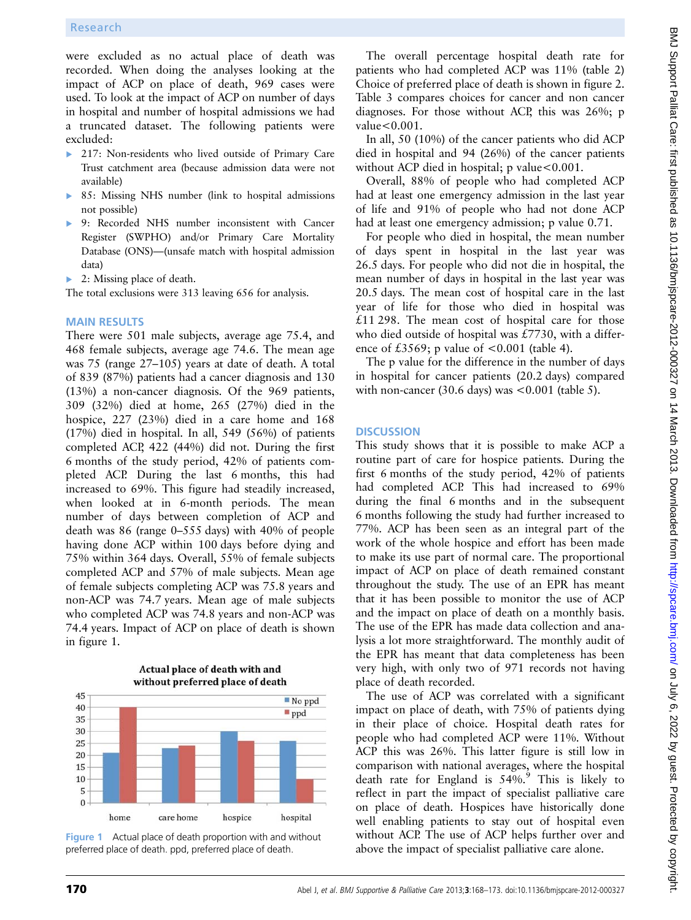were excluded as no actual place of death was recorded. When doing the analyses looking at the impact of ACP on place of death, 969 cases were used. To look at the impact of ACP on number of days in hospital and number of hospital admissions we had a truncated dataset. The following patients were excluded:

- 217: Non-residents who lived outside of Primary Care Trust catchment area (because admission data were not available)
- 85: Missing NHS number (link to hospital admissions not possible)
- 9: Recorded NHS number inconsistent with Cancer Register (SWPHO) and/or Primary Care Mortality Database (ONS)—(unsafe match with hospital admission data)
- 2: Missing place of death.

The total exclusions were 313 leaving 656 for analysis.

## MAIN RESULTS

There were 501 male subjects, average age 75.4, and 468 female subjects, average age 74.6. The mean age was 75 (range 27–105) years at date of death. A total of 839 (87%) patients had a cancer diagnosis and 130 (13%) a non-cancer diagnosis. Of the 969 patients, 309 (32%) died at home, 265 (27%) died in the hospice, 227 (23%) died in a care home and 168 (17%) died in hospital. In all, 549 (56%) of patients completed ACP, 422 (44%) did not. During the first 6 months of the study period, 42% of patients completed ACP. During the last 6 months, this had increased to 69%. This figure had steadily increased, when looked at in 6-month periods. The mean number of days between completion of ACP and death was 86 (range 0–555 days) with 40% of people having done ACP within 100 days before dying and 75% within 364 days. Overall, 55% of female subjects completed ACP and 57% of male subjects. Mean age of female subjects completing ACP was 75.8 years and non-ACP was 74.7 years. Mean age of male subjects who completed ACP was 74.8 years and non-ACP was 74.4 years. Impact of ACP on place of death is shown in figure 1.

Actual place of death with and without preferred place of death

| | home | care home | hospice | hospital |
|---|---|---|---|---|
| No ppd | 21 | 23 | 30 | 26 |
| ppd | 40 | 24 | 26 | 10 |

Figure 1 Actual place of death proportion with and without preferred place of death. ppd, preferred place of death.

The overall percentage hospital death rate for patients who had completed ACP was 11% (table 2) Choice of preferred place of death is shown in figure 2. Table 3 compares choices for cancer and non cancer diagnoses. For those without ACP, this was 26%; p value<0.001.

In all, 50 (10%) of the cancer patients who did ACP died in hospital and 94 (26%) of the cancer patients without ACP died in hospital; p value<0.001.

Overall, 88% of people who had completed ACP had at least one emergency admission in the last year of life and 91% of people who had not done ACP had at least one emergency admission; p value 0.71.

For people who died in hospital, the mean number of days spent in hospital in the last year was 26.5 days. For people who did not die in hospital, the mean number of days in hospital in the last year was 20.5 days. The mean cost of hospital care in the last year of life for those who died in hospital was £11 298. The mean cost of hospital care for those who died outside of hospital was £7730, with a difference of £3569; p value of <0.001 (table 4).

The p value for the difference in the number of days in hospital for cancer patients (20.2 days) compared with non-cancer (30.6 days) was <0.001 (table 5).

## DISCUSSION

This study shows that it is possible to make ACP a routine part of care for hospice patients. During the first 6 months of the study period, 42% of patients had completed ACP. This had increased to 69% during the final 6 months and in the subsequent 6 months following the study had further increased to 77%. ACP has been seen as an integral part of the work of the whole hospice and effort has been made to make its use part of normal care. The proportional impact of ACP on place of death remained constant throughout the study. The use of an EPR has meant that it has been possible to monitor the use of ACP and the impact on place of death on a monthly basis. The use of the EPR has made data collection and analysis a lot more straightforward. The monthly audit of the EPR has meant that data completeness has been very high, with only two of 971 records not having place of death recorded.

The use of ACP was correlated with a significant impact on place of death, with 75% of patients dying in their place of choice. Hospital death rates for people who had completed ACP were 11%. Without ACP this was 26%. This latter figure is still low in comparison with national averages, where the hospital death rate for England is 54%.[9] This is likely to reflect in part the impact of specialist palliative care on place of death. Hospices have historically done well enabling patients to stay out of hospital even without ACP. The use of ACP helps further over and above the impact of specialist palliative care alone.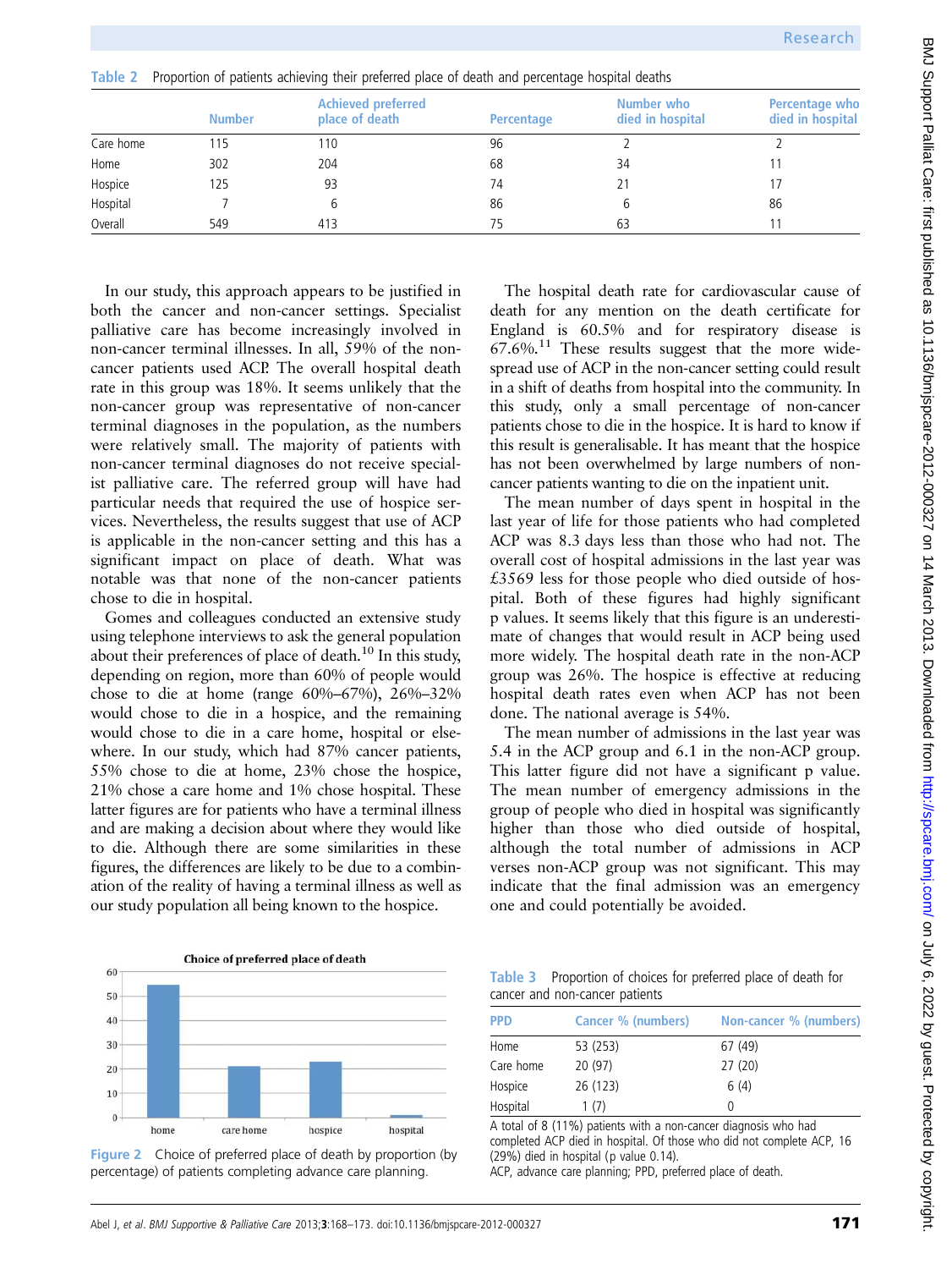**Table 2** Proportion of patients achieving their preferred place of death and percentage hospital deaths

| | Number | Achieved preferred place of death | Percentage | Number who died in hospital | Percentage who died in hospital |
|---|---|---|---|---|---|
| Care home | 115 | 110 | 96 | 2 | 2 |
| Home | 302 | 204 | 68 | 34 | 11 |
| Hospice | 125 | 93 | 74 | 21 | 17 |
| Hospital | 7 | 6 | 86 | 6 | 86 |
| Overall | 549 | 413 | 75 | 63 | 11 |

In our study, this approach appears to be justified in both the cancer and non-cancer settings. Specialist palliative care has become increasingly involved in non-cancer terminal illnesses. In all, 59% of the non-cancer patients used ACP. The overall hospital death rate in this group was 18%. It seems unlikely that the non-cancer group was representative of non-cancer terminal diagnoses in the population, as the numbers were relatively small. The majority of patients with non-cancer terminal diagnoses do not receive specialist palliative care. The referred group will have had particular needs that required the use of hospice services. Nevertheless, the results suggest that use of ACP is applicable in the non-cancer setting and this has a significant impact on place of death. What was notable was that none of the non-cancer patients chose to die in hospital.

Gomes and colleagues conducted an extensive study using telephone interviews to ask the general population about their preferences of place of death.[10] In this study, depending on region, more than 60% of people would chose to die at home (range 60%–67%), 26%–32% would chose to die in a hospice, and the remaining would chose to die in a care home, hospital or elsewhere. In our study, which had 87% cancer patients, 55% chose to die at home, 23% chose the hospice, 21% chose a care home and 1% chose hospital. These latter figures are for patients who have a terminal illness and are making a decision about where they would like to die. Although there are some similarities in these figures, the differences are likely to be due to a combination of the reality of having a terminal illness as well as our study population all being known to the hospice.

The hospital death rate for cardiovascular cause of death for any mention on the death certificate for England is 60.5% and for respiratory disease is 67.6%.[11] These results suggest that the more widespread use of ACP in the non-cancer setting could result in a shift of deaths from hospital into the community. In this study, only a small percentage of non-cancer patients chose to die in the hospice. It is hard to know if this result is generalisable. It has meant that the hospice has not been overwhelmed by large numbers of non-cancer patients wanting to die on the inpatient unit.

The mean number of days spent in hospital in the last year of life for those patients who had completed ACP was 8.3 days less than those who had not. The overall cost of hospital admissions in the last year was £3569 less for those people who died outside of hospital. Both of these figures had highly significant p values. It seems likely that this figure is an underestimate of changes that would result in ACP being used more widely. The hospital death rate in the non-ACP group was 26%. The hospice is effective at reducing hospital death rates even when ACP has not been done. The national average is 54%.

The mean number of admissions in the last year was 5.4 in the ACP group and 6.1 in the non-ACP group. This latter figure did not have a significant p value. The mean number of emergency admissions in the group of people who died in hospital was significantly higher than those who died outside of hospital, although the total number of admissions in ACP verses non-ACP group was not significant. This may indicate that the final admission was an emergency one and could potentially be avoided.

**Figure 2** Choice of preferred place of death by proportion (by percentage) of patients completing advance care planning.

**Table 3** Proportion of choices for preferred place of death for cancer and non-cancer patients

| PPD | Cancer % (numbers) | Non-cancer % (numbers) |
|---|---|---|
| Home | 53 (253) | 67 (49) |
| Care home | 20 (97) | 27 (20) |
| Hospice | 26 (123) | 6 (4) |
| Hospital | 1 (7) | 0 |

A total of 8 (11%) patients with a non-cancer diagnosis who had completed ACP died in hospital. Of those who did not complete ACP, 16 (29%) died in hospital (p value 0.14).
ACP, advance care planning; PPD, preferred place of death.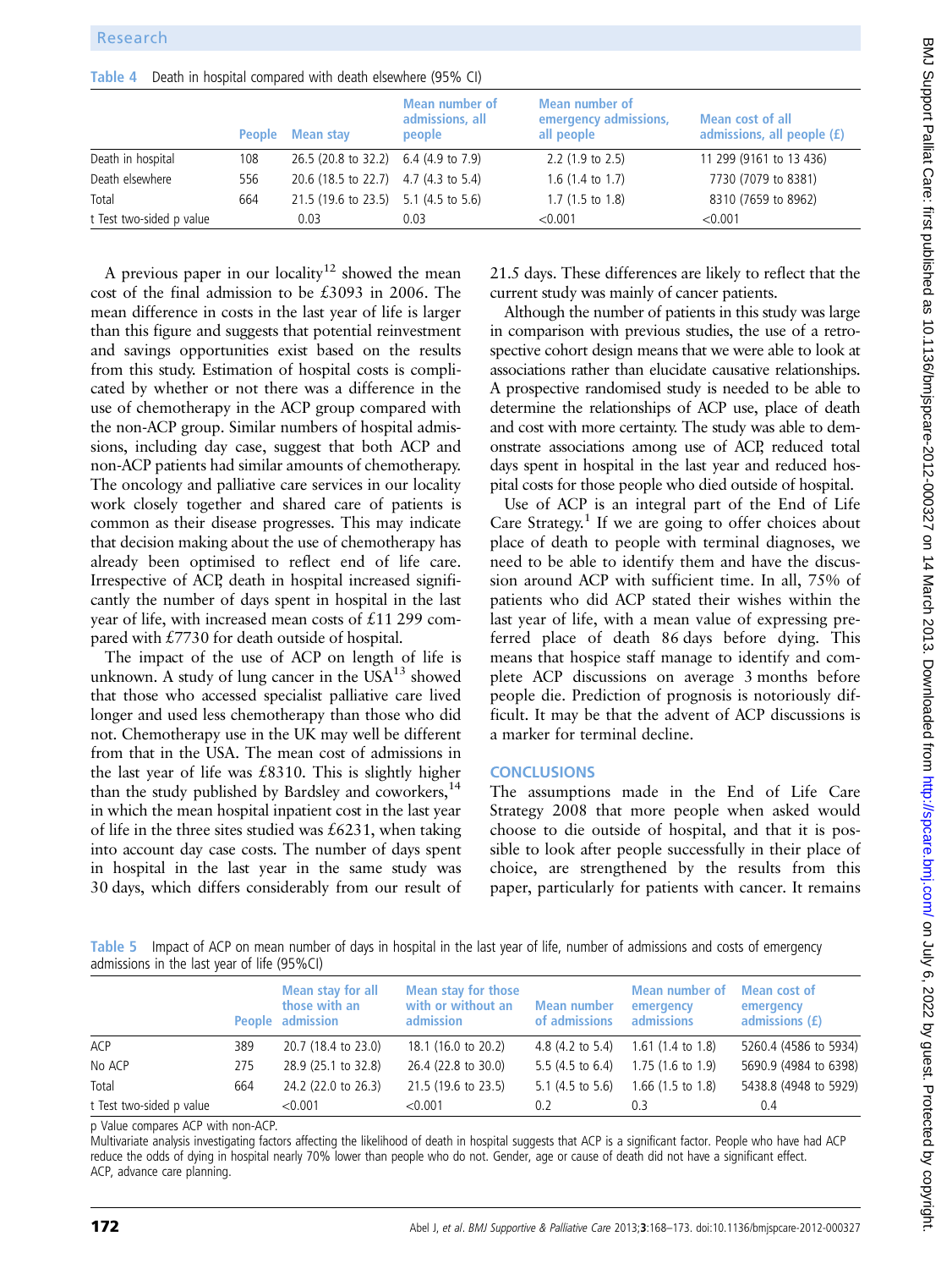Table 4 Death in hospital compared with death elsewhere (95% CI)

| | People | Mean stay | Mean number of admissions, all people | Mean number of emergency admissions, all people | Mean cost of all admissions, all people (£) |
|---|---|---|---|---|---|
| Death in hospital | 108 | 26.5 (20.8 to 32.2) | 6.4 (4.9 to 7.9) | 2.2 (1.9 to 2.5) | 11 299 (9161 to 13 436) |
| Death elsewhere | 556 | 20.6 (18.5 to 22.7) | 4.7 (4.3 to 5.4) | 1.6 (1.4 to 1.7) | 7730 (7079 to 8381) |
| Total | 664 | 21.5 (19.6 to 23.5) | 5.1 (4.5 to 5.6) | 1.7 (1.5 to 1.8) | 8310 (7659 to 8962) |
| t Test two-sided p value | | 0.03 | 0.03 | <0.001 | <0.001 |

A previous paper in our locality[12] showed the mean cost of the final admission to be £3093 in 2006. The mean difference in costs in the last year of life is larger than this figure and suggests that potential reinvestment and savings opportunities exist based on the results from this study. Estimation of hospital costs is complicated by whether or not there was a difference in the use of chemotherapy in the ACP group compared with the non-ACP group. Similar numbers of hospital admissions, including day case, suggest that both ACP and non-ACP patients had similar amounts of chemotherapy. The oncology and palliative care services in our locality work closely together and shared care of patients is common as their disease progresses. This may indicate that decision making about the use of chemotherapy has already been optimised to reflect end of life care. Irrespective of ACP, death in hospital increased significantly the number of days spent in hospital in the last year of life, with increased mean costs of £11 299 compared with £7730 for death outside of hospital.

The impact of the use of ACP on length of life is unknown. A study of lung cancer in the USA[13] showed that those who accessed specialist palliative care lived longer and used less chemotherapy than those who did not. Chemotherapy use in the UK may well be different from that in the USA. The mean cost of admissions in the last year of life was £8310. This is slightly higher than the study published by Bardsley and coworkers,[14] in which the mean hospital inpatient cost in the last year of life in the three sites studied was £6231, when taking into account day case costs. The number of days spent in hospital in the last year in the same study was 30 days, which differs considerably from our result of 21.5 days. These differences are likely to reflect that the current study was mainly of cancer patients.

Although the number of patients in this study was large in comparison with previous studies, the use of a retrospective cohort design means that we were able to look at associations rather than elucidate causative relationships. A prospective randomised study is needed to be able to determine the relationships of ACP use, place of death and cost with more certainty. The study was able to demonstrate associations among use of ACP, reduced total days spent in hospital in the last year and reduced hospital costs for those people who died outside of hospital.

Use of ACP is an integral part of the End of Life Care Strategy.[1] If we are going to offer choices about place of death to people with terminal diagnoses, we need to be able to identify them and have the discussion around ACP with sufficient time. In all, 75% of patients who did ACP stated their wishes within the last year of life, with a mean value of expressing preferred place of death 86 days before dying. This means that hospice staff manage to identify and complete ACP discussions on average 3 months before people die. Prediction of prognosis is notoriously difficult. It may be that the advent of ACP discussions is a marker for terminal decline.

## CONCLUSIONS

The assumptions made in the End of Life Care Strategy 2008 that more people when asked would choose to die outside of hospital, and that it is possible to look after people successfully in their place of choice, are strengthened by the results from this paper, particularly for patients with cancer. It remains

Table 5 Impact of ACP on mean number of days in hospital in the last year of life, number of admissions and costs of emergency admissions in the last year of life (95%CI)

| | People | Mean stay for all those with an admission | Mean stay for those with or without an admission | Mean number of admissions | Mean number of emergency admissions | Mean cost of emergency admissions (£) |
|---|---|---|---|---|---|---|
| ACP | 389 | 20.7 (18.4 to 23.0) | 18.1 (16.0 to 20.2) | 4.8 (4.2 to 5.4) | 1.61 (1.4 to 1.8) | 5260.4 (4586 to 5934) |
| No ACP | 275 | 28.9 (25.1 to 32.8) | 26.4 (22.8 to 30.0) | 5.5 (4.5 to 6.4) | 1.75 (1.6 to 1.9) | 5690.9 (4984 to 6398) |
| Total | 664 | 24.2 (22.0 to 26.3) | 21.5 (19.6 to 23.5) | 5.1 (4.5 to 5.6) | 1.66 (1.5 to 1.8) | 5438.8 (4948 to 5929) |
| t Test two-sided p value | | <0.001 | <0.001 | 0.2 | 0.3 | 0.4 |

p Value compares ACP with non-ACP.
Multivariate analysis investigating factors affecting the likelihood of death in hospital suggests that ACP is a significant factor. People who have had ACP reduce the odds of dying in hospital nearly 70% lower than people who do not. Gender, age or cause of death did not have a significant effect.
ACP, advance care planning.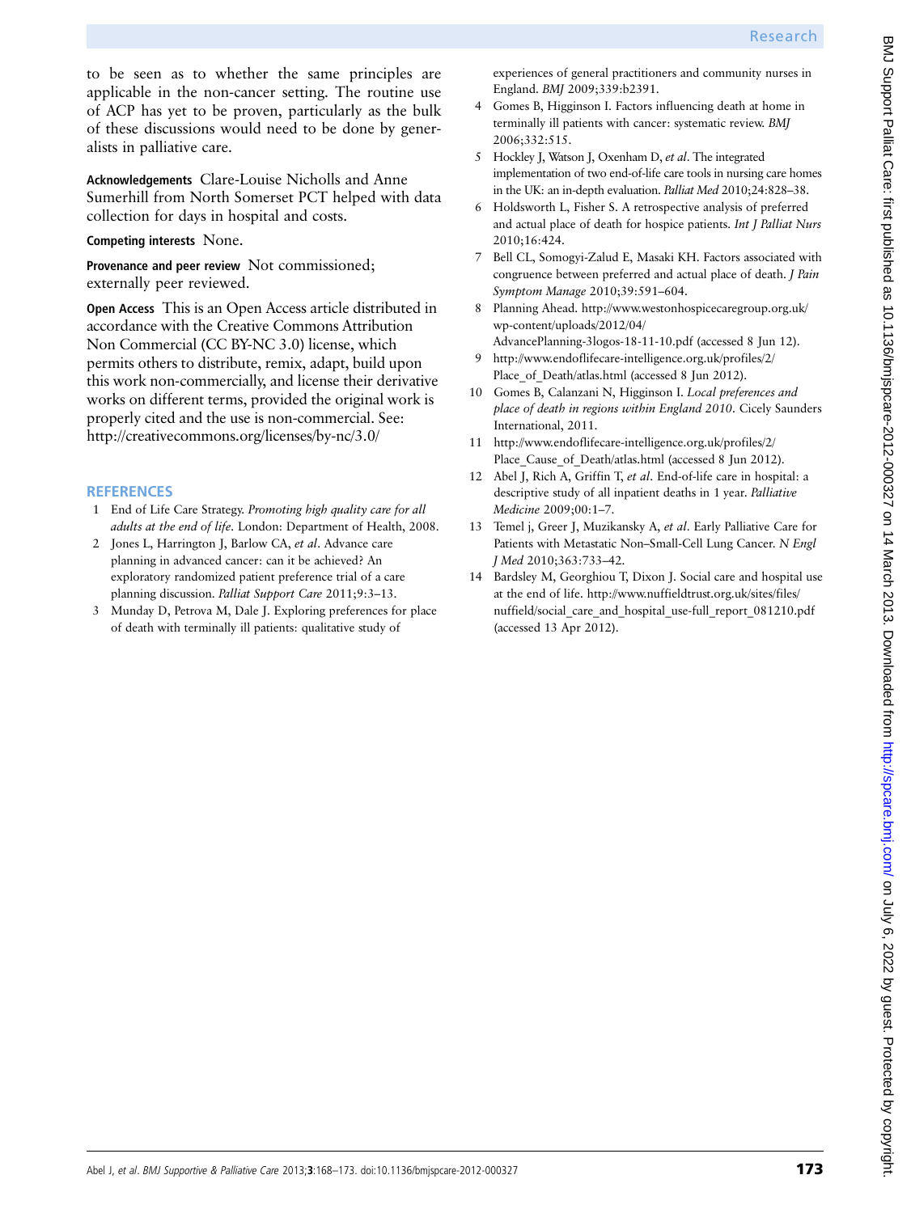to be seen as to whether the same principles are applicable in the non-cancer setting. The routine use of ACP has yet to be proven, particularly as the bulk of these discussions would need to be done by generalists in palliative care.

**Acknowledgements** Clare-Louise Nicholls and Anne Sumerhill from North Somerset PCT helped with data collection for days in hospital and costs.

**Competing interests** None.

**Provenance and peer review** Not commissioned; externally peer reviewed.

**Open Access** This is an Open Access article distributed in accordance with the Creative Commons Attribution Non Commercial (CC BY-NC 3.0) license, which permits others to distribute, remix, adapt, build upon this work non-commercially, and license their derivative works on different terms, provided the original work is properly cited and the use is non-commercial. See: http://creativecommons.org/licenses/by-nc/3.0/

## REFERENCES

1. End of Life Care Strategy. *Promoting high quality care for all adults at the end of life*. London: Department of Health, 2008.
2. Jones L, Harrington J, Barlow CA, *et al*. Advance care planning in advanced cancer: can it be achieved? An exploratory randomized patient preference trial of a care planning discussion. *Palliat Support Care* 2011;9:3–13.
3. Munday D, Petrova M, Dale J. Exploring preferences for place of death with terminally ill patients: qualitative study of experiences of general practitioners and community nurses in England. *BMJ* 2009;339:b2391.
4. Gomes B, Higginson I. Factors influencing death at home in terminally ill patients with cancer: systematic review. *BMJ* 2006;332:515.
5. Hockley J, Watson J, Oxenham D, *et al*. The integrated implementation of two end-of-life care tools in nursing care homes in the UK: an in-depth evaluation. *Palliat Med* 2010;24:828–38.
6. Holdsworth L, Fisher S. A retrospective analysis of preferred and actual place of death for hospice patients. *Int J Palliat Nurs* 2010;16:424.
7. Bell CL, Somogyi-Zalud E, Masaki KH. Factors associated with congruence between preferred and actual place of death. *J Pain Symptom Manage* 2010;39:591–604.
8. Planning Ahead. http://www.westonhospicecaregroup.org.uk/wp-content/uploads/2012/04/AdvancePlanning-3logos-18-11-10.pdf (accessed 8 Jun 12).
9. http://www.endoflifecare-intelligence.org.uk/profiles/2/Place_of_Death/atlas.html (accessed 8 Jun 2012).
10. Gomes B, Calanzani N, Higginson I. *Local preferences and place of death in regions within England 2010*. Cicely Saunders International, 2011.
11. http://www.endoflifecare-intelligence.org.uk/profiles/2/Place_Cause_of_Death/atlas.html (accessed 8 Jun 2012).
12. Abel J, Rich A, Griffin T, *et al*. End-of-life care in hospital: a descriptive study of all inpatient deaths in 1 year. *Palliative Medicine* 2009;00:1–7.
13. Temel j, Greer J, Muzikansky A, *et al*. Early Palliative Care for Patients with Metastatic Non–Small-Cell Lung Cancer. *N Engl J Med* 2010;363:733–42.
14. Bardsley M, Georghiou T, Dixon J. Social care and hospital use at the end of life. http://www.nuffieldtrust.org.uk/sites/files/nuffield/social_care_and_hospital_use-full_report_081210.pdf (accessed 13 Apr 2012).